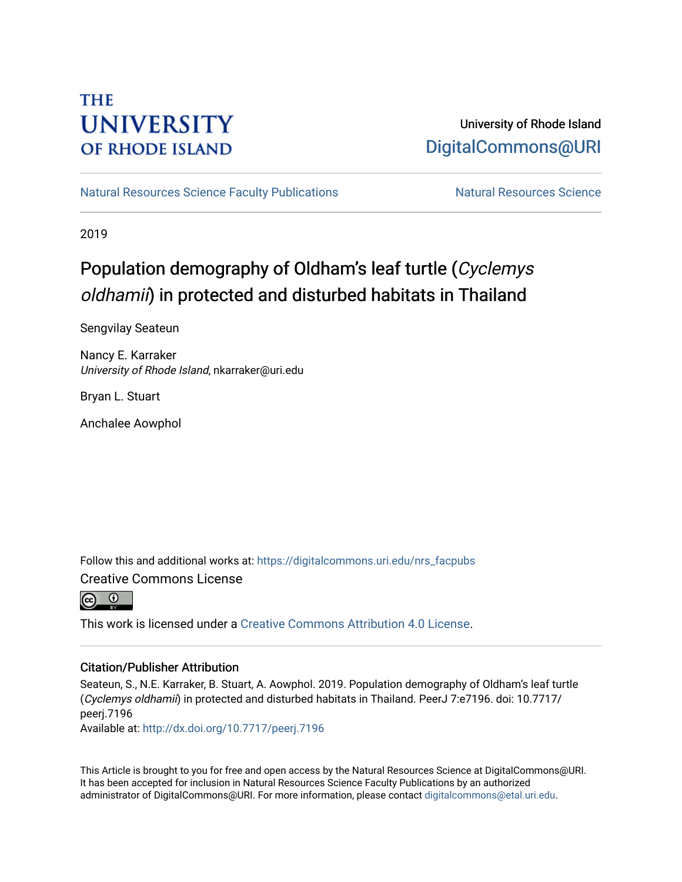THE UNIVERSITY OF RHODE ISLAND

University of Rhode Island
DigitalCommons@URI

Natural Resources Science Faculty Publications | Natural Resources Science

2019

# Population demography of Oldham's leaf turtle (*Cyclemys oldhamii*) in protected and disturbed habitats in Thailand

Sengvilay Seateun

Nancy E. Karraker
*University of Rhode Island*, nkarraker@uri.edu

Bryan L. Stuart

Anchalee Aowphol

Follow this and additional works at: https://digitalcommons.uri.edu/nrs_facpubs

Creative Commons License

This work is licensed under a Creative Commons Attribution 4.0 License.

## Citation/Publisher Attribution

Seateun, S., N.E. Karraker, B. Stuart, A. Aowphol. 2019. Population demography of Oldham's leaf turtle (*Cyclemys oldhamii*) in protected and disturbed habitats in Thailand. PeerJ 7:e7196. doi: 10.7717/peerj.7196

Available at: http://dx.doi.org/10.7717/peerj.7196

This Article is brought to you for free and open access by the Natural Resources Science at DigitalCommons@URI. It has been accepted for inclusion in Natural Resources Science Faculty Publications by an authorized administrator of DigitalCommons@URI. For more information, please contact digitalcommons@etal.uri.edu.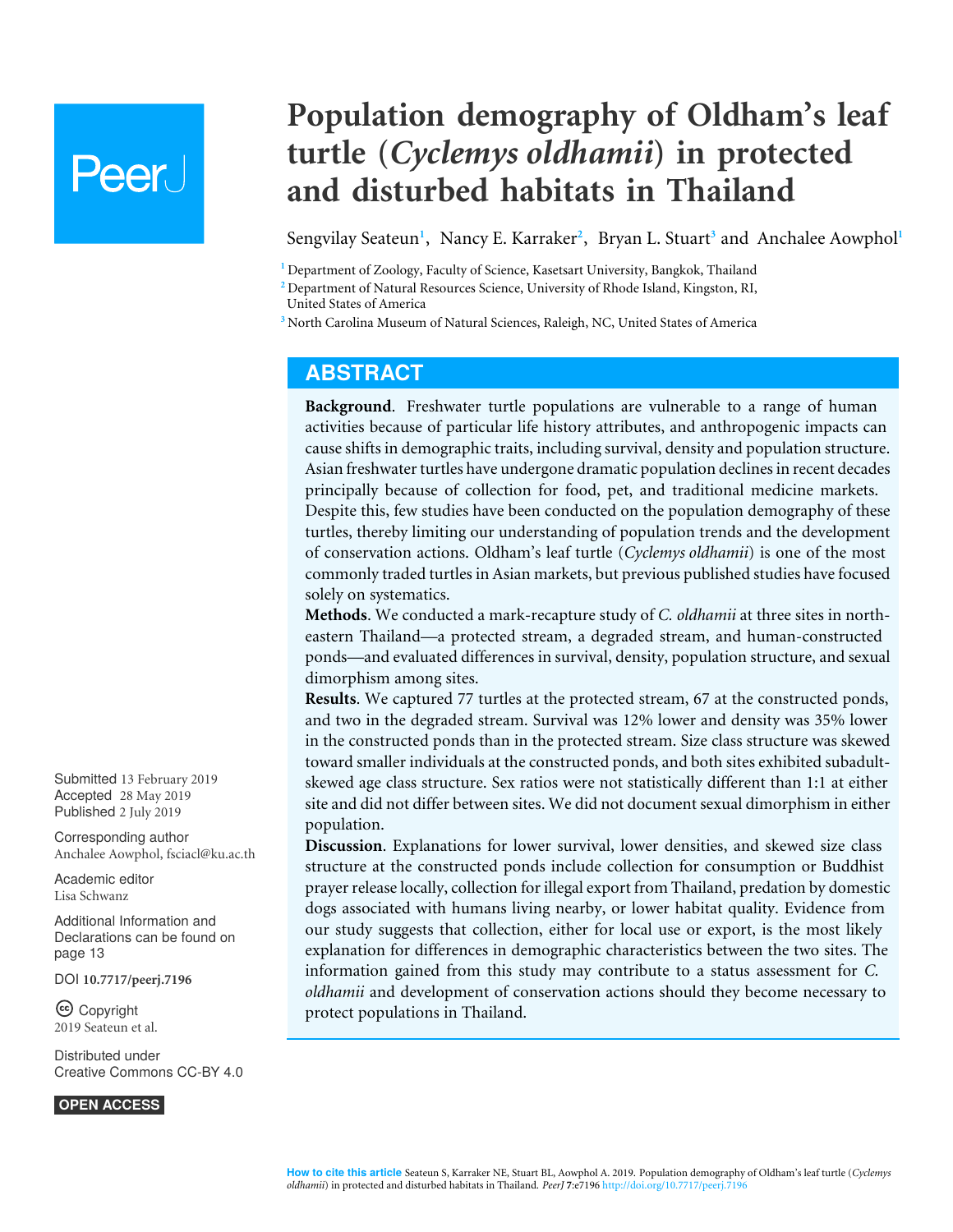# Population demography of Oldham's leaf turtle (*Cyclemys oldhamii*) in protected and disturbed habitats in Thailand

Sengvilay Seateun[1], Nancy E. Karraker[2], Bryan L. Stuart[3] and Anchalee Aowphol[1]

[1] Department of Zoology, Faculty of Science, Kasetsart University, Bangkok, Thailand
[2] Department of Natural Resources Science, University of Rhode Island, Kingston, RI, United States of America
[3] North Carolina Museum of Natural Sciences, Raleigh, NC, United States of America

## ABSTRACT

**Background**. Freshwater turtle populations are vulnerable to a range of human activities because of particular life history attributes, and anthropogenic impacts can cause shifts in demographic traits, including survival, density and population structure. Asian freshwater turtles have undergone dramatic population declines in recent decades principally because of collection for food, pet, and traditional medicine markets. Despite this, few studies have been conducted on the population demography of these turtles, thereby limiting our understanding of population trends and the development of conservation actions. Oldham's leaf turtle (*Cyclemys oldhamii*) is one of the most commonly traded turtles in Asian markets, but previous published studies have focused solely on systematics.

**Methods**. We conducted a mark-recapture study of *C. oldhamii* at three sites in north-eastern Thailand—a protected stream, a degraded stream, and human-constructed ponds—and evaluated differences in survival, density, population structure, and sexual dimorphism among sites.

**Results**. We captured 77 turtles at the protected stream, 67 at the constructed ponds, and two in the degraded stream. Survival was 12% lower and density was 35% lower in the constructed ponds than in the protected stream. Size class structure was skewed toward smaller individuals at the constructed ponds, and both sites exhibited subadult-skewed age class structure. Sex ratios were not statistically different than 1:1 at either site and did not differ between sites. We did not document sexual dimorphism in either population.

**Discussion**. Explanations for lower survival, lower densities, and skewed size class structure at the constructed ponds include collection for consumption or Buddhist prayer release locally, collection for illegal export from Thailand, predation by domestic dogs associated with humans living nearby, or lower habitat quality. Evidence from our study suggests that collection, either for local use or export, is the most likely explanation for differences in demographic characteristics between the two sites. The information gained from this study may contribute to a status assessment for *C. oldhamii* and development of conservation actions should they become necessary to protect populations in Thailand.

Submitted 13 February 2019
Accepted 28 May 2019
Published 2 July 2019

Corresponding author
Anchalee Aowphol, fsciacl@ku.ac.th

Academic editor
Lisa Schwanz

Additional Information and Declarations can be found on page 13

DOI 10.7717/peerj.7196

Copyright
2019 Seateun et al.

Distributed under
Creative Commons CC-BY 4.0

OPEN ACCESS

**How to cite this article** Seateun S, Karraker NE, Stuart BL, Aowphol A. 2019. Population demography of Oldham's leaf turtle (*Cyclemys oldhamii*) in protected and disturbed habitats in Thailand. *PeerJ* 7:e7196 http://doi.org/10.7717/peerj.7196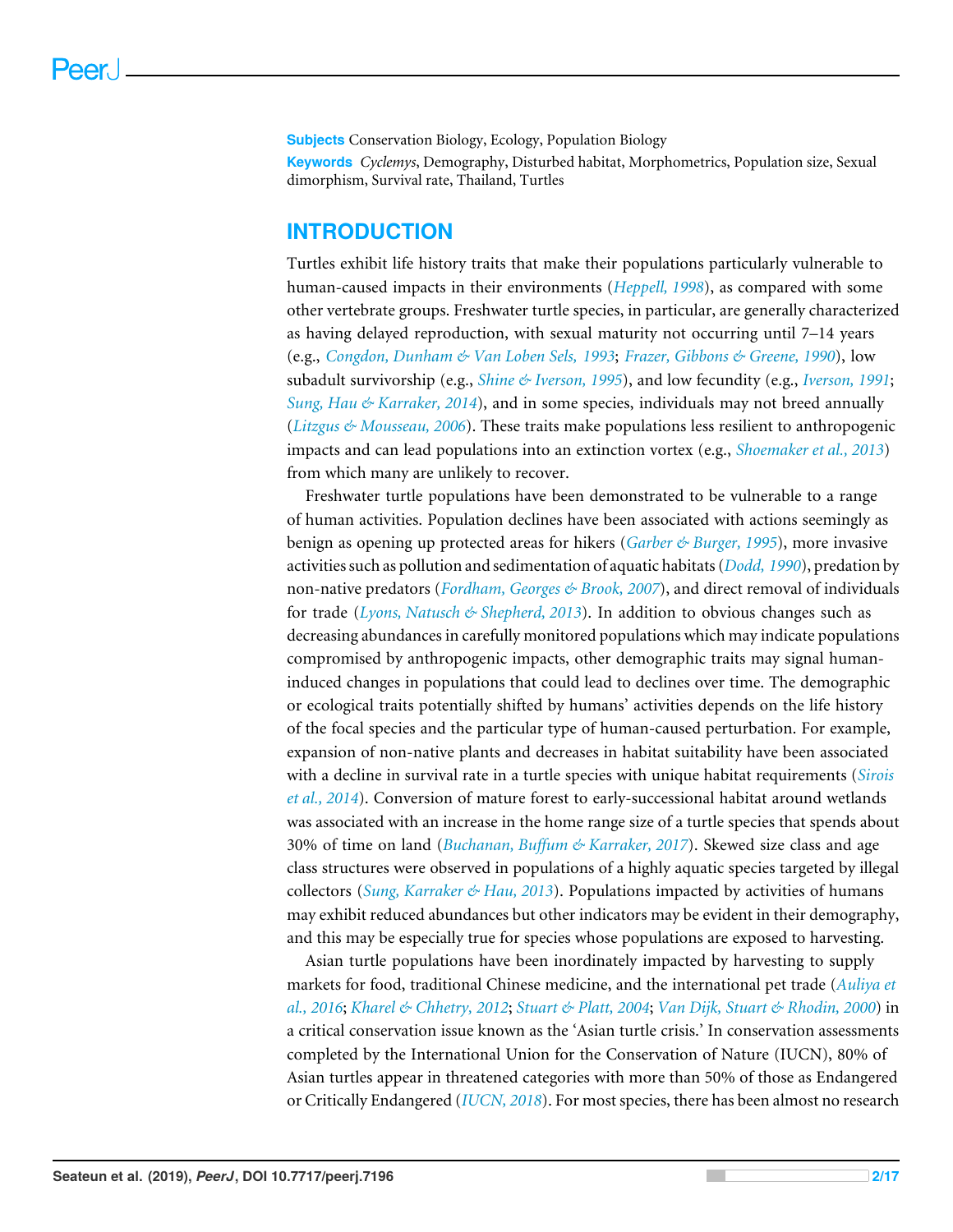**Subjects** Conservation Biology, Ecology, Population Biology
**Keywords** *Cyclemys*, Demography, Disturbed habitat, Morphometrics, Population size, Sexual dimorphism, Survival rate, Thailand, Turtles

## INTRODUCTION

Turtles exhibit life history traits that make their populations particularly vulnerable to human-caused impacts in their environments (*Heppell, 1998*), as compared with some other vertebrate groups. Freshwater turtle species, in particular, are generally characterized as having delayed reproduction, with sexual maturity not occurring until 7–14 years (e.g., *Congdon, Dunham & Van Loben Sels, 1993*; *Frazer, Gibbons & Greene, 1990*), low subadult survivorship (e.g., *Shine & Iverson, 1995*), and low fecundity (e.g., *Iverson, 1991*; *Sung, Hau & Karraker, 2014*), and in some species, individuals may not breed annually (*Litzgus & Mousseau, 2006*). These traits make populations less resilient to anthropogenic impacts and can lead populations into an extinction vortex (e.g., *Shoemaker et al., 2013*) from which many are unlikely to recover.

Freshwater turtle populations have been demonstrated to be vulnerable to a range of human activities. Population declines have been associated with actions seemingly as benign as opening up protected areas for hikers (*Garber & Burger, 1995*), more invasive activities such as pollution and sedimentation of aquatic habitats (*Dodd, 1990*), predation by non-native predators (*Fordham, Georges & Brook, 2007*), and direct removal of individuals for trade (*Lyons, Natusch & Shepherd, 2013*). In addition to obvious changes such as decreasing abundances in carefully monitored populations which may indicate populations compromised by anthropogenic impacts, other demographic traits may signal human-induced changes in populations that could lead to declines over time. The demographic or ecological traits potentially shifted by humans' activities depends on the life history of the focal species and the particular type of human-caused perturbation. For example, expansion of non-native plants and decreases in habitat suitability have been associated with a decline in survival rate in a turtle species with unique habitat requirements (*Sirois et al., 2014*). Conversion of mature forest to early-successional habitat around wetlands was associated with an increase in the home range size of a turtle species that spends about 30% of time on land (*Buchanan, Buffum & Karraker, 2017*). Skewed size class and age class structures were observed in populations of a highly aquatic species targeted by illegal collectors (*Sung, Karraker & Hau, 2013*). Populations impacted by activities of humans may exhibit reduced abundances but other indicators may be evident in their demography, and this may be especially true for species whose populations are exposed to harvesting.

Asian turtle populations have been inordinately impacted by harvesting to supply markets for food, traditional Chinese medicine, and the international pet trade (*Auliya et al., 2016*; *Kharel & Chhetry, 2012*; *Stuart & Platt, 2004*; *Van Dijk, Stuart & Rhodin, 2000*) in a critical conservation issue known as the 'Asian turtle crisis.' In conservation assessments completed by the International Union for the Conservation of Nature (IUCN), 80% of Asian turtles appear in threatened categories with more than 50% of those as Endangered or Critically Endangered (*IUCN, 2018*). For most species, there has been almost no research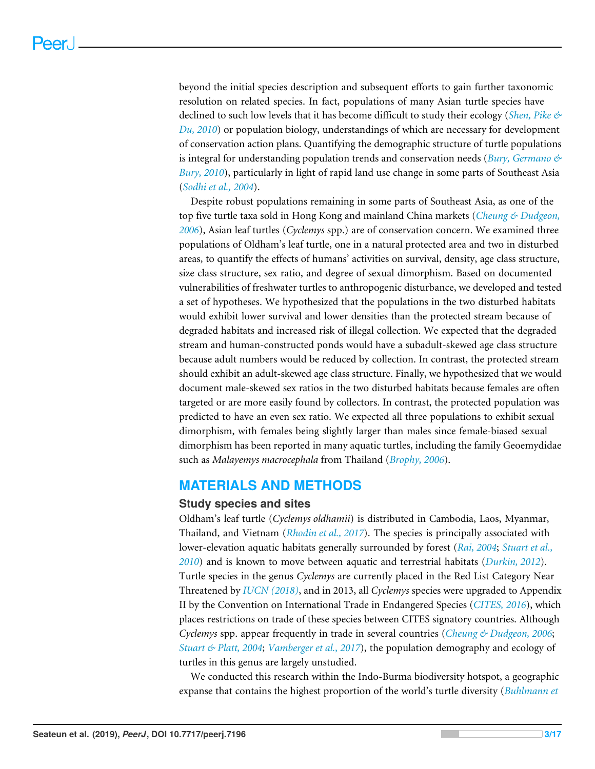beyond the initial species description and subsequent efforts to gain further taxonomic resolution on related species. In fact, populations of many Asian turtle species have declined to such low levels that it has become difficult to study their ecology (*Shen, Pike & Du, 2010*) or population biology, understandings of which are necessary for development of conservation action plans. Quantifying the demographic structure of turtle populations is integral for understanding population trends and conservation needs (*Bury, Germano & Bury, 2010*), particularly in light of rapid land use change in some parts of Southeast Asia (*Sodhi et al., 2004*).

Despite robust populations remaining in some parts of Southeast Asia, as one of the top five turtle taxa sold in Hong Kong and mainland China markets (*Cheung & Dudgeon, 2006*), Asian leaf turtles (*Cyclemys* spp.) are of conservation concern. We examined three populations of Oldham's leaf turtle, one in a natural protected area and two in disturbed areas, to quantify the effects of humans' activities on survival, density, age class structure, size class structure, sex ratio, and degree of sexual dimorphism. Based on documented vulnerabilities of freshwater turtles to anthropogenic disturbance, we developed and tested a set of hypotheses. We hypothesized that the populations in the two disturbed habitats would exhibit lower survival and lower densities than the protected stream because of degraded habitats and increased risk of illegal collection. We expected that the degraded stream and human-constructed ponds would have a subadult-skewed age class structure because adult numbers would be reduced by collection. In contrast, the protected stream should exhibit an adult-skewed age class structure. Finally, we hypothesized that we would document male-skewed sex ratios in the two disturbed habitats because females are often targeted or are more easily found by collectors. In contrast, the protected population was predicted to have an even sex ratio. We expected all three populations to exhibit sexual dimorphism, with females being slightly larger than males since female-biased sexual dimorphism has been reported in many aquatic turtles, including the family Geoemydidae such as *Malayemys macrocephala* from Thailand (*Brophy, 2006*).

## MATERIALS AND METHODS

### Study species and sites

Oldham's leaf turtle (*Cyclemys oldhamii*) is distributed in Cambodia, Laos, Myanmar, Thailand, and Vietnam (*Rhodin et al., 2017*). The species is principally associated with lower-elevation aquatic habitats generally surrounded by forest (*Rai, 2004*; *Stuart et al., 2010*) and is known to move between aquatic and terrestrial habitats (*Durkin, 2012*). Turtle species in the genus *Cyclemys* are currently placed in the Red List Category Near Threatened by *IUCN (2018)*, and in 2013, all *Cyclemys* species were upgraded to Appendix II by the Convention on International Trade in Endangered Species (*CITES, 2016*), which places restrictions on trade of these species between CITES signatory countries. Although *Cyclemys* spp. appear frequently in trade in several countries (*Cheung & Dudgeon, 2006*; *Stuart & Platt, 2004*; *Vamberger et al., 2017*), the population demography and ecology of turtles in this genus are largely unstudied.

We conducted this research within the Indo-Burma biodiversity hotspot, a geographic expanse that contains the highest proportion of the world's turtle diversity (*Buhlmann et*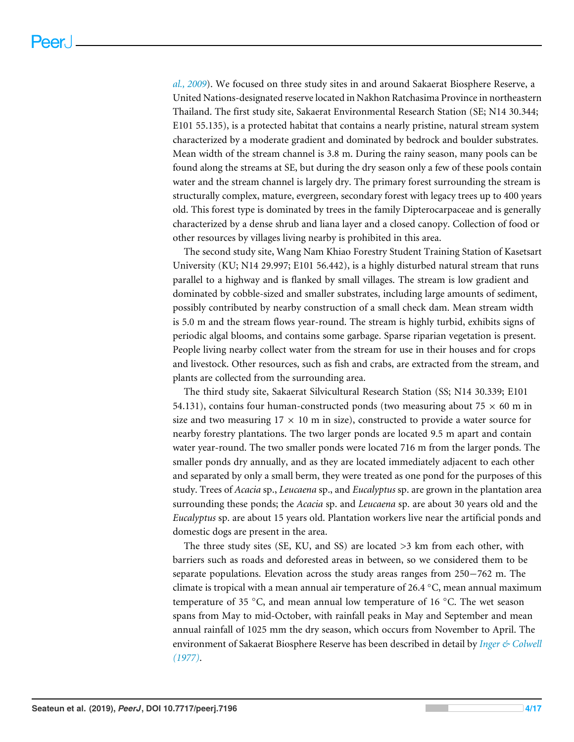al., 2009). We focused on three study sites in and around Sakaerat Biosphere Reserve, a United Nations-designated reserve located in Nakhon Ratchasima Province in northeastern Thailand. The first study site, Sakaerat Environmental Research Station (SE; N14 30.344; E101 55.135), is a protected habitat that contains a nearly pristine, natural stream system characterized by a moderate gradient and dominated by bedrock and boulder substrates. Mean width of the stream channel is 3.8 m. During the rainy season, many pools can be found along the streams at SE, but during the dry season only a few of these pools contain water and the stream channel is largely dry. The primary forest surrounding the stream is structurally complex, mature, evergreen, secondary forest with legacy trees up to 400 years old. This forest type is dominated by trees in the family Dipterocarpaceae and is generally characterized by a dense shrub and liana layer and a closed canopy. Collection of food or other resources by villages living nearby is prohibited in this area.

The second study site, Wang Nam Khiao Forestry Student Training Station of Kasetsart University (KU; N14 29.997; E101 56.442), is a highly disturbed natural stream that runs parallel to a highway and is flanked by small villages. The stream is low gradient and dominated by cobble-sized and smaller substrates, including large amounts of sediment, possibly contributed by nearby construction of a small check dam. Mean stream width is 5.0 m and the stream flows year-round. The stream is highly turbid, exhibits signs of periodic algal blooms, and contains some garbage. Sparse riparian vegetation is present. People living nearby collect water from the stream for use in their houses and for crops and livestock. Other resources, such as fish and crabs, are extracted from the stream, and plants are collected from the surrounding area.

The third study site, Sakaerat Silvicultural Research Station (SS; N14 30.339; E101 54.131), contains four human-constructed ponds (two measuring about 75 × 60 m in size and two measuring 17 × 10 m in size), constructed to provide a water source for nearby forestry plantations. The two larger ponds are located 9.5 m apart and contain water year-round. The two smaller ponds were located 716 m from the larger ponds. The smaller ponds dry annually, and as they are located immediately adjacent to each other and separated by only a small berm, they were treated as one pond for the purposes of this study. Trees of *Acacia* sp., *Leucaena* sp., and *Eucalyptus* sp. are grown in the plantation area surrounding these ponds; the *Acacia* sp. and *Leucaena* sp. are about 30 years old and the *Eucalyptus* sp. are about 15 years old. Plantation workers live near the artificial ponds and domestic dogs are present in the area.

The three study sites (SE, KU, and SS) are located >3 km from each other, with barriers such as roads and deforested areas in between, so we considered them to be separate populations. Elevation across the study areas ranges from 250−762 m. The climate is tropical with a mean annual air temperature of 26.4 °C, mean annual maximum temperature of 35 °C, and mean annual low temperature of 16 °C. The wet season spans from May to mid-October, with rainfall peaks in May and September and mean annual rainfall of 1025 mm the dry season, which occurs from November to April. The environment of Sakaerat Biosphere Reserve has been described in detail by Inger & Colwell (1977).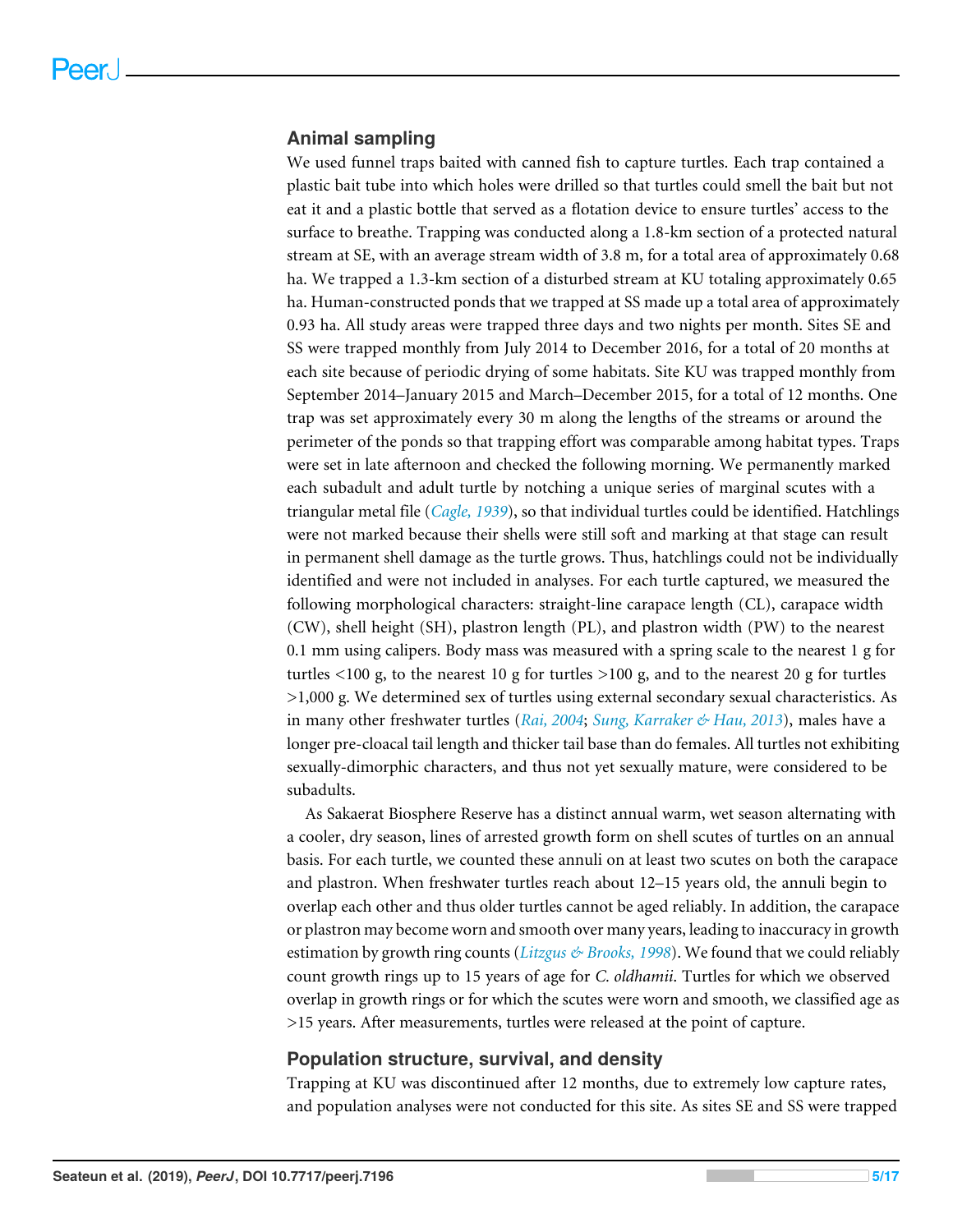## Animal sampling

We used funnel traps baited with canned fish to capture turtles. Each trap contained a plastic bait tube into which holes were drilled so that turtles could smell the bait but not eat it and a plastic bottle that served as a flotation device to ensure turtles' access to the surface to breathe. Trapping was conducted along a 1.8-km section of a protected natural stream at SE, with an average stream width of 3.8 m, for a total area of approximately 0.68 ha. We trapped a 1.3-km section of a disturbed stream at KU totaling approximately 0.65 ha. Human-constructed ponds that we trapped at SS made up a total area of approximately 0.93 ha. All study areas were trapped three days and two nights per month. Sites SE and SS were trapped monthly from July 2014 to December 2016, for a total of 20 months at each site because of periodic drying of some habitats. Site KU was trapped monthly from September 2014–January 2015 and March–December 2015, for a total of 12 months. One trap was set approximately every 30 m along the lengths of the streams or around the perimeter of the ponds so that trapping effort was comparable among habitat types. Traps were set in late afternoon and checked the following morning. We permanently marked each subadult and adult turtle by notching a unique series of marginal scutes with a triangular metal file (*Cagle, 1939*), so that individual turtles could be identified. Hatchlings were not marked because their shells were still soft and marking at that stage can result in permanent shell damage as the turtle grows. Thus, hatchlings could not be individually identified and were not included in analyses. For each turtle captured, we measured the following morphological characters: straight-line carapace length (CL), carapace width (CW), shell height (SH), plastron length (PL), and plastron width (PW) to the nearest 0.1 mm using calipers. Body mass was measured with a spring scale to the nearest 1 g for turtles <100 g, to the nearest 10 g for turtles >100 g, and to the nearest 20 g for turtles >1,000 g. We determined sex of turtles using external secondary sexual characteristics. As in many other freshwater turtles (*Rai, 2004*; *Sung, Karraker & Hau, 2013*), males have a longer pre-cloacal tail length and thicker tail base than do females. All turtles not exhibiting sexually-dimorphic characters, and thus not yet sexually mature, were considered to be subadults.

As Sakaerat Biosphere Reserve has a distinct annual warm, wet season alternating with a cooler, dry season, lines of arrested growth form on shell scutes of turtles on an annual basis. For each turtle, we counted these annuli on at least two scutes on both the carapace and plastron. When freshwater turtles reach about 12–15 years old, the annuli begin to overlap each other and thus older turtles cannot be aged reliably. In addition, the carapace or plastron may become worn and smooth over many years, leading to inaccuracy in growth estimation by growth ring counts (*Litzgus & Brooks, 1998*). We found that we could reliably count growth rings up to 15 years of age for *C. oldhamii*. Turtles for which we observed overlap in growth rings or for which the scutes were worn and smooth, we classified age as >15 years. After measurements, turtles were released at the point of capture.

## Population structure, survival, and density

Trapping at KU was discontinued after 12 months, due to extremely low capture rates, and population analyses were not conducted for this site. As sites SE and SS were trapped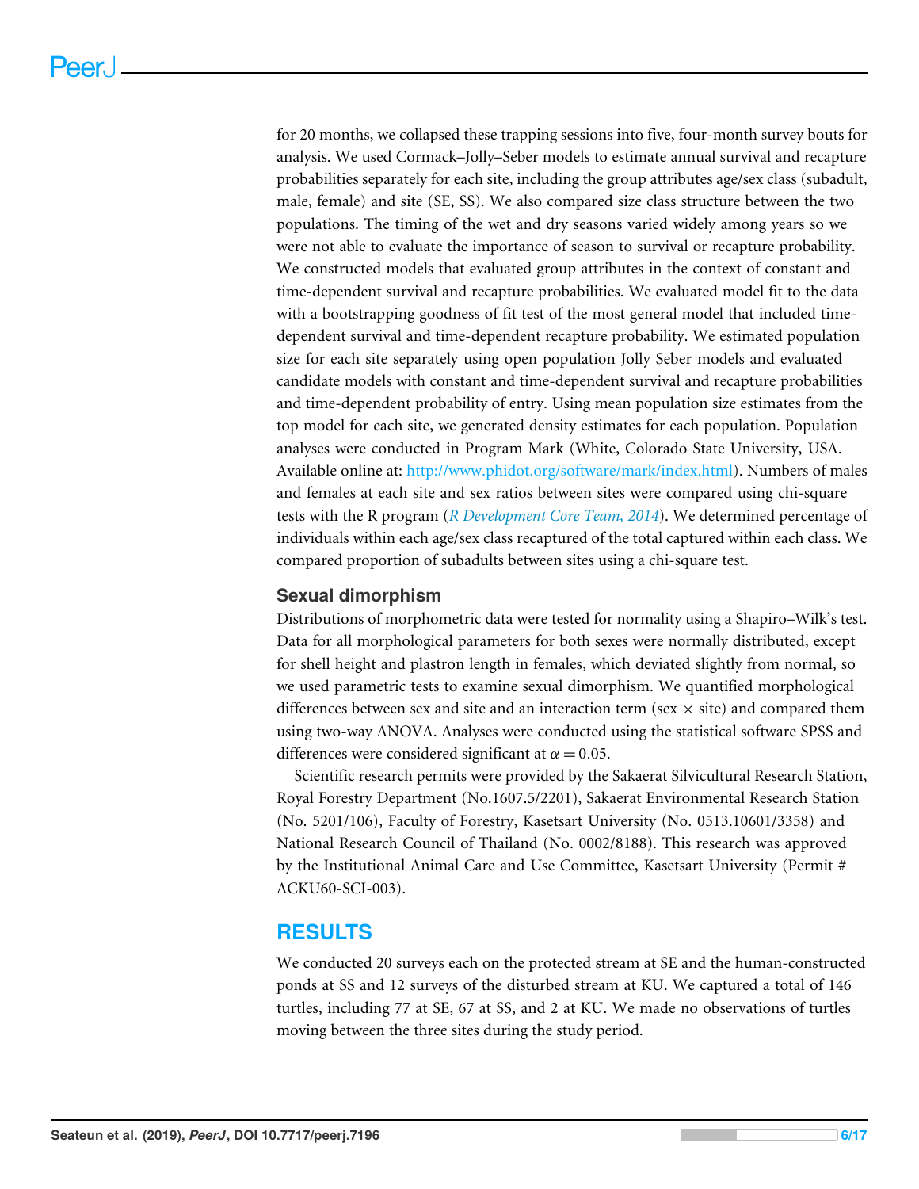for 20 months, we collapsed these trapping sessions into five, four-month survey bouts for analysis. We used Cormack–Jolly–Seber models to estimate annual survival and recapture probabilities separately for each site, including the group attributes age/sex class (subadult, male, female) and site (SE, SS). We also compared size class structure between the two populations. The timing of the wet and dry seasons varied widely among years so we were not able to evaluate the importance of season to survival or recapture probability. We constructed models that evaluated group attributes in the context of constant and time-dependent survival and recapture probabilities. We evaluated model fit to the data with a bootstrapping goodness of fit test of the most general model that included time-dependent survival and time-dependent recapture probability. We estimated population size for each site separately using open population Jolly Seber models and evaluated candidate models with constant and time-dependent survival and recapture probabilities and time-dependent probability of entry. Using mean population size estimates from the top model for each site, we generated density estimates for each population. Population analyses were conducted in Program Mark (White, Colorado State University, USA. Available online at: http://www.phidot.org/software/mark/index.html). Numbers of males and females at each site and sex ratios between sites were compared using chi-square tests with the R program (*R Development Core Team, 2014*). We determined percentage of individuals within each age/sex class recaptured of the total captured within each class. We compared proportion of subadults between sites using a chi-square test.

### Sexual dimorphism

Distributions of morphometric data were tested for normality using a Shapiro–Wilk's test. Data for all morphological parameters for both sexes were normally distributed, except for shell height and plastron length in females, which deviated slightly from normal, so we used parametric tests to examine sexual dimorphism. We quantified morphological differences between sex and site and an interaction term (sex $\times$ site) and compared them using two-way ANOVA. Analyses were conducted using the statistical software SPSS and differences were considered significant at $\alpha = 0.05$.

Scientific research permits were provided by the Sakaerat Silvicultural Research Station, Royal Forestry Department (No.1607.5/2201), Sakaerat Environmental Research Station (No. 5201/106), Faculty of Forestry, Kasetsart University (No. 0513.10601/3358) and National Research Council of Thailand (No. 0002/8188). This research was approved by the Institutional Animal Care and Use Committee, Kasetsart University (Permit # ACKU60-SCI-003).

## RESULTS

We conducted 20 surveys each on the protected stream at SE and the human-constructed ponds at SS and 12 surveys of the disturbed stream at KU. We captured a total of 146 turtles, including 77 at SE, 67 at SS, and 2 at KU. We made no observations of turtles moving between the three sites during the study period.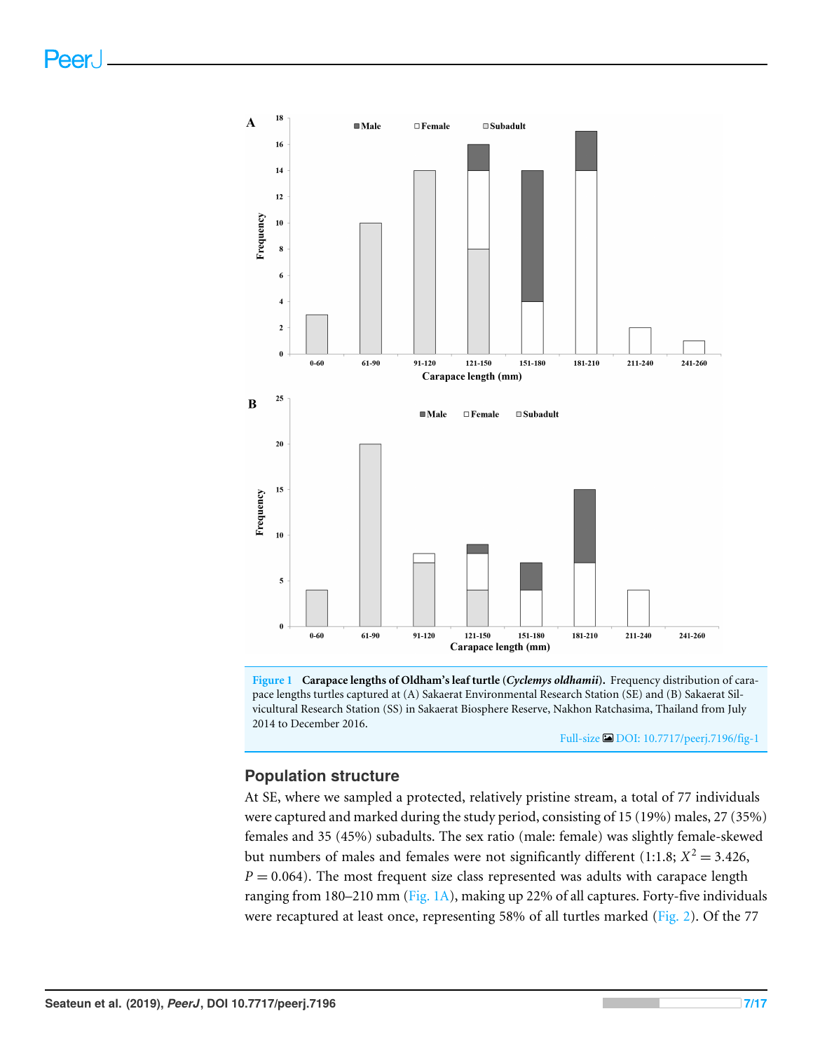Figure 1 Carapace lengths of Oldham's leaf turtle (*Cyclemys oldhamii*). Frequency distribution of carapace lengths turtles captured at (A) Sakaerat Environmental Research Station (SE) and (B) Sakaerat Silvicultural Research Station (SS) in Sakaerat Biosphere Reserve, Nakhon Ratchasima, Thailand from July 2014 to December 2016.

Full-size DOI: 10.7717/peerj.7196/fig-1

## Population structure

At SE, where we sampled a protected, relatively pristine stream, a total of 77 individuals were captured and marked during the study period, consisting of 15 (19%) males, 27 (35%) females and 35 (45%) subadults. The sex ratio (male: female) was slightly female-skewed but numbers of males and females were not significantly different (1:1.8; $X^2 = 3.426$, $P = 0.064$). The most frequent size class represented was adults with carapace length ranging from 180–210 mm (Fig. 1A), making up 22% of all captures. Forty-five individuals were recaptured at least once, representing 58% of all turtles marked (Fig. 2). Of the 77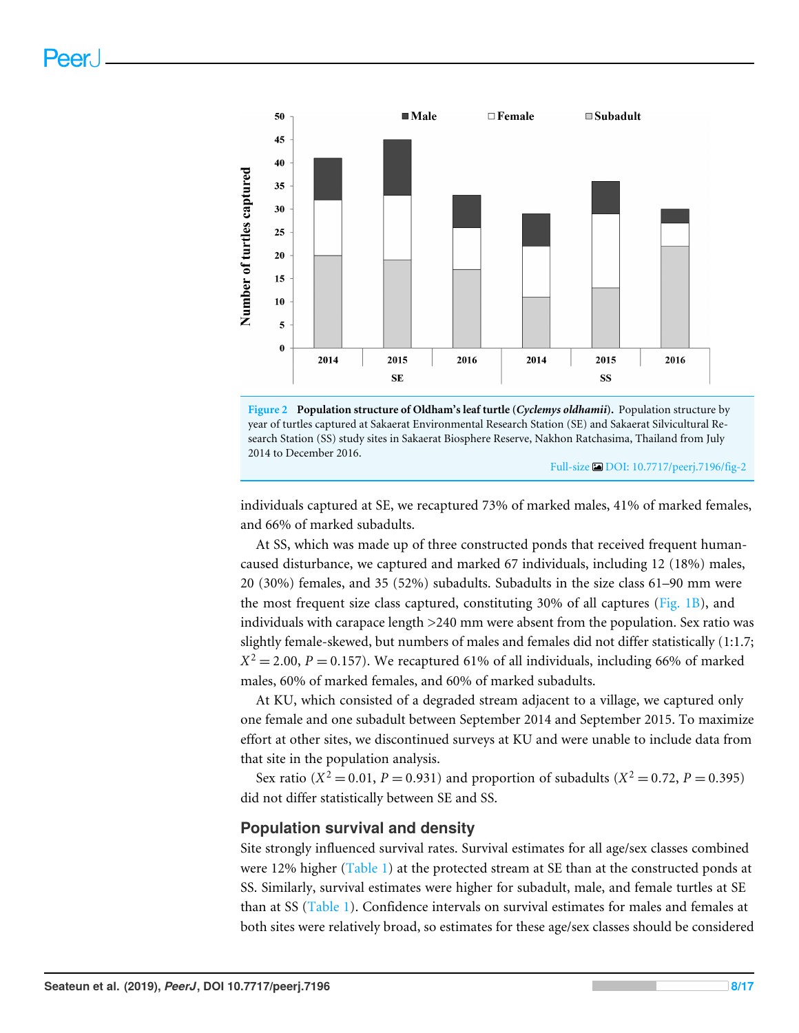Figure 2 **Population structure of Oldham's leaf turtle (*Cyclemys oldhamii*).** Population structure by year of turtles captured at Sakaerat Environmental Research Station (SE) and Sakaerat Silvicultural Research Station (SS) study sites in Sakaerat Biosphere Reserve, Nakhon Ratchasima, Thailand from July 2014 to December 2016.

Full-size DOI: 10.7717/peerj.7196/fig-2

individuals captured at SE, we recaptured 73% of marked males, 41% of marked females, and 66% of marked subadults.

At SS, which was made up of three constructed ponds that received frequent human-caused disturbance, we captured and marked 67 individuals, including 12 (18%) males, 20 (30%) females, and 35 (52%) subadults. Subadults in the size class 61–90 mm were the most frequent size class captured, constituting 30% of all captures (Fig. 1B), and individuals with carapace length >240 mm were absent from the population. Sex ratio was slightly female-skewed, but numbers of males and females did not differ statistically (1:1.7; $X^2 = 2.00$, $P = 0.157$). We recaptured 61% of all individuals, including 66% of marked males, 60% of marked females, and 60% of marked subadults.

At KU, which consisted of a degraded stream adjacent to a village, we captured only one female and one subadult between September 2014 and September 2015. To maximize effort at other sites, we discontinued surveys at KU and were unable to include data from that site in the population analysis.

Sex ratio ($X^2 = 0.01$, $P = 0.931$) and proportion of subadults ($X^2 = 0.72$, $P = 0.395$) did not differ statistically between SE and SS.

## Population survival and density

Site strongly influenced survival rates. Survival estimates for all age/sex classes combined were 12% higher (Table 1) at the protected stream at SE than at the constructed ponds at SS. Similarly, survival estimates were higher for subadult, male, and female turtles at SE than at SS (Table 1). Confidence intervals on survival estimates for males and females at both sites were relatively broad, so estimates for these age/sex classes should be considered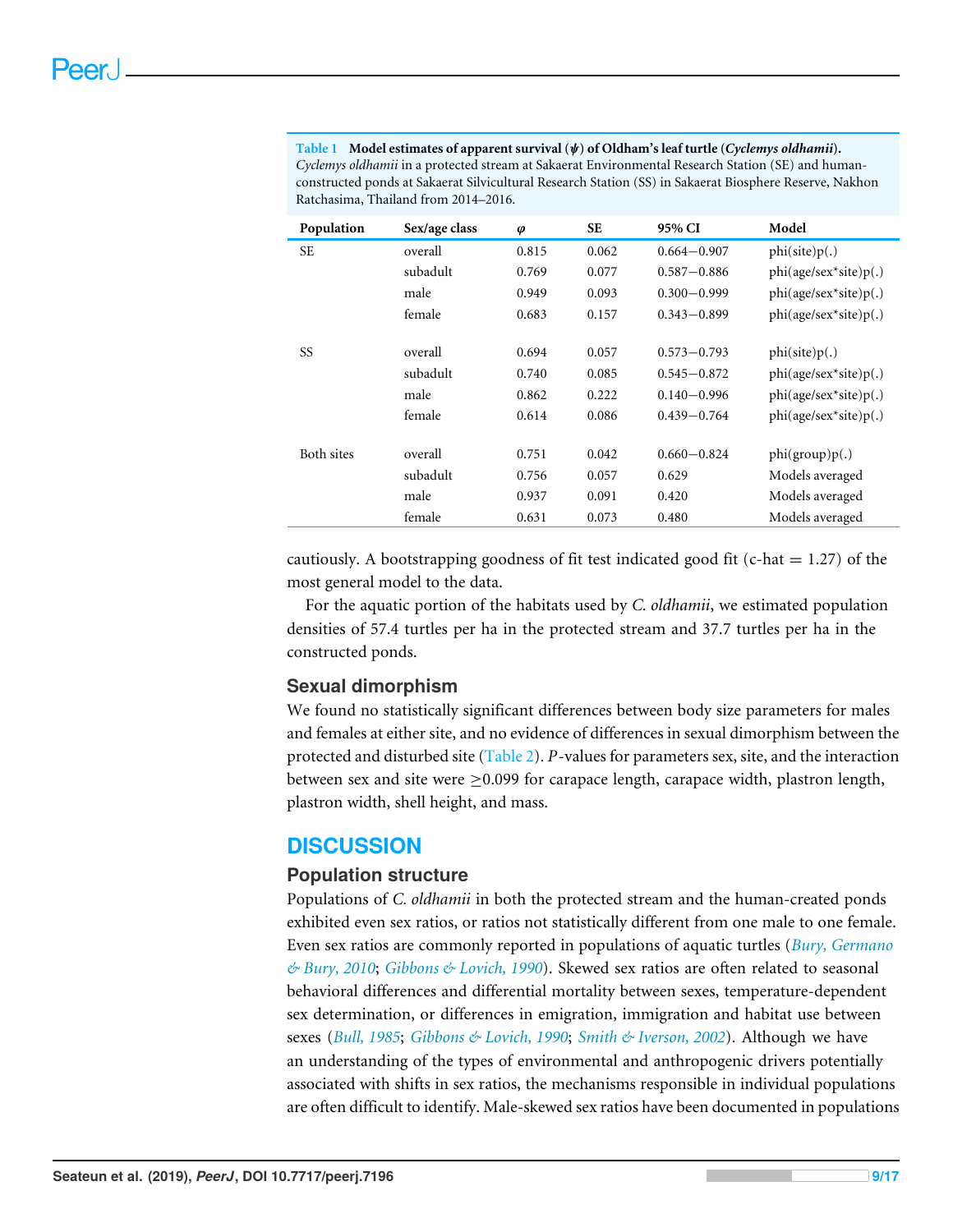**Table 1 Model estimates of apparent survival ($\varphi$) of Oldham's leaf turtle (*Cyclemys oldhamii*).** *Cyclemys oldhamii* in a protected stream at Sakaerat Environmental Research Station (SE) and human-constructed ponds at Sakaerat Silvicultural Research Station (SS) in Sakaerat Biosphere Reserve, Nakhon Ratchasima, Thailand from 2014–2016.

| Population | Sex/age class | $\varphi$ | SE | 95% CI | Model |
|---|---|---|---|---|---|
| SE | overall | 0.815 | 0.062 | 0.664−0.907 | phi(site)p(.) |
| | subadult | 0.769 | 0.077 | 0.587−0.886 | phi(age/sex*site)p(.) |
| | male | 0.949 | 0.093 | 0.300−0.999 | phi(age/sex*site)p(.) |
| | female | 0.683 | 0.157 | 0.343−0.899 | phi(age/sex*site)p(.) |
| SS | overall | 0.694 | 0.057 | 0.573−0.793 | phi(site)p(.) |
| | subadult | 0.740 | 0.085 | 0.545−0.872 | phi(age/sex*site)p(.) |
| | male | 0.862 | 0.222 | 0.140−0.996 | phi(age/sex*site)p(.) |
| | female | 0.614 | 0.086 | 0.439−0.764 | phi(age/sex*site)p(.) |
| Both sites | overall | 0.751 | 0.042 | 0.660−0.824 | phi(group)p(.) |
| | subadult | 0.756 | 0.057 | 0.629 | Models averaged |
| | male | 0.937 | 0.091 | 0.420 | Models averaged |
| | female | 0.631 | 0.073 | 0.480 | Models averaged |

cautiously. A bootstrapping goodness of fit test indicated good fit (c-hat = 1.27) of the most general model to the data.

For the aquatic portion of the habitats used by *C. oldhamii*, we estimated population densities of 57.4 turtles per ha in the protected stream and 37.7 turtles per ha in the constructed ponds.

### Sexual dimorphism

We found no statistically significant differences between body size parameters for males and females at either site, and no evidence of differences in sexual dimorphism between the protected and disturbed site (Table 2). *P*-values for parameters sex, site, and the interaction between sex and site were $\geq$0.099 for carapace length, carapace width, plastron length, plastron width, shell height, and mass.

## DISCUSSION

### Population structure

Populations of *C. oldhamii* in both the protected stream and the human-created ponds exhibited even sex ratios, or ratios not statistically different from one male to one female. Even sex ratios are commonly reported in populations of aquatic turtles (*Bury, Germano & Bury, 2010*; *Gibbons & Lovich, 1990*). Skewed sex ratios are often related to seasonal behavioral differences and differential mortality between sexes, temperature-dependent sex determination, or differences in emigration, immigration and habitat use between sexes (*Bull, 1985*; *Gibbons & Lovich, 1990*; *Smith & Iverson, 2002*). Although we have an understanding of the types of environmental and anthropogenic drivers potentially associated with shifts in sex ratios, the mechanisms responsible in individual populations are often difficult to identify. Male-skewed sex ratios have been documented in populations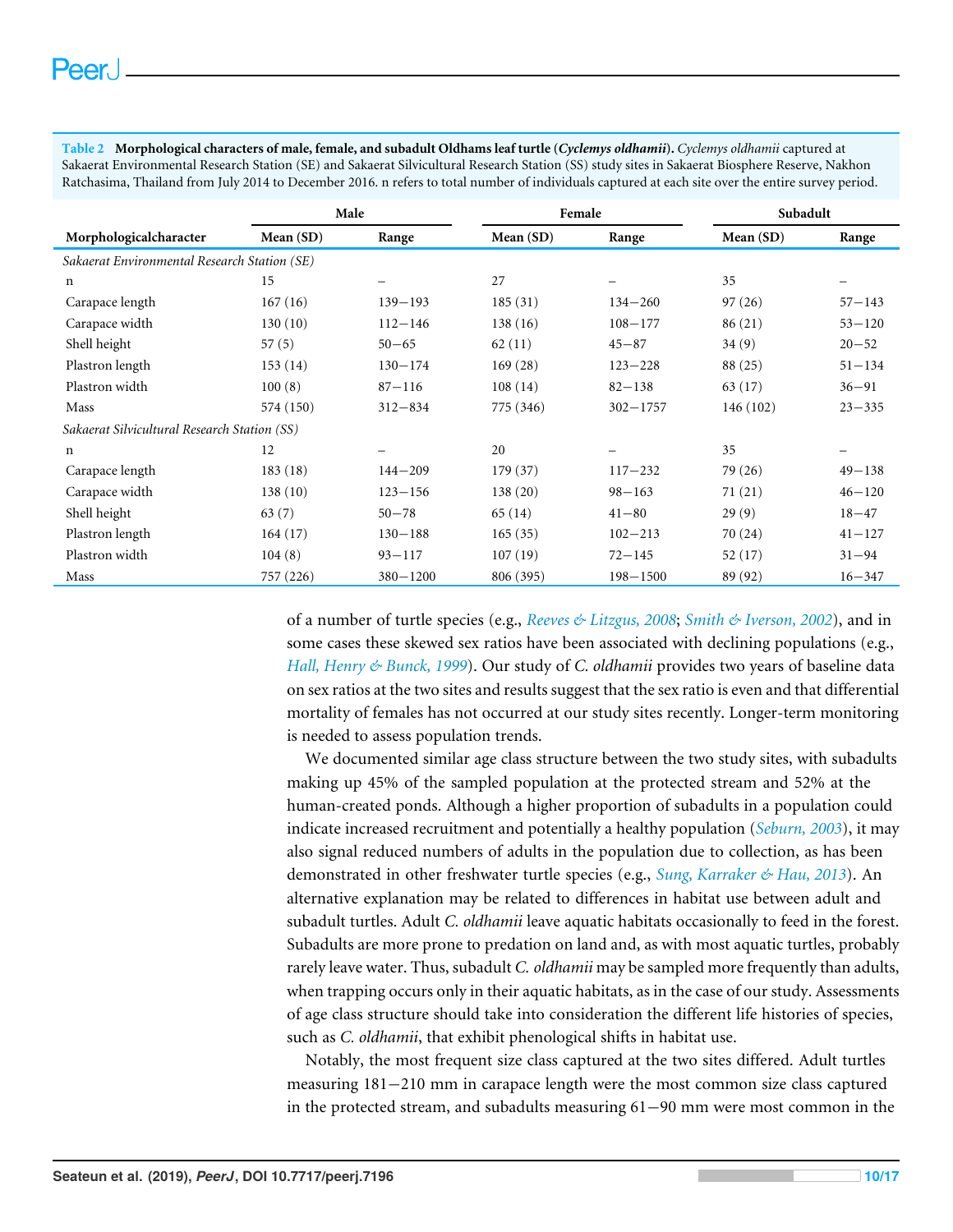**Table 2 Morphological characters of male, female, and subadult Oldhams leaf turtle (*Cyclemys oldhamii*).** *Cyclemys oldhamii* captured at Sakaerat Environmental Research Station (SE) and Sakaerat Silvicultural Research Station (SS) study sites in Sakaerat Biosphere Reserve, Nakhon Ratchasima, Thailand from July 2014 to December 2016. n refers to total number of individuals captured at each site over the entire survey period.

| | Male | | Female | | Subadult | |
|---|---|---|---|---|---|---|
| Morphologicalcharacter | Mean (SD) | Range | Mean (SD) | Range | Mean (SD) | Range |
| *Sakaerat Environmental Research Station (SE)* | | | | | | |
| n | 15 | – | 27 | – | 35 | – |
| Carapace length | 167 (16) | 139−193 | 185 (31) | 134−260 | 97 (26) | 57−143 |
| Carapace width | 130 (10) | 112−146 | 138 (16) | 108−177 | 86 (21) | 53−120 |
| Shell height | 57 (5) | 50−65 | 62 (11) | 45−87 | 34 (9) | 20−52 |
| Plastron length | 153 (14) | 130−174 | 169 (28) | 123−228 | 88 (25) | 51−134 |
| Plastron width | 100 (8) | 87−116 | 108 (14) | 82−138 | 63 (17) | 36−91 |
| Mass | 574 (150) | 312−834 | 775 (346) | 302−1757 | 146 (102) | 23−335 |
| *Sakaerat Silvicultural Research Station (SS)* | | | | | | |
| n | 12 | – | 20 | – | 35 | – |
| Carapace length | 183 (18) | 144−209 | 179 (37) | 117−232 | 79 (26) | 49−138 |
| Carapace width | 138 (10) | 123−156 | 138 (20) | 98−163 | 71 (21) | 46−120 |
| Shell height | 63 (7) | 50−78 | 65 (14) | 41−80 | 29 (9) | 18−47 |
| Plastron length | 164 (17) | 130−188 | 165 (35) | 102−213 | 70 (24) | 41−127 |
| Plastron width | 104 (8) | 93−117 | 107 (19) | 72−145 | 52 (17) | 31−94 |
| Mass | 757 (226) | 380−1200 | 806 (395) | 198−1500 | 89 (92) | 16−347 |

of a number of turtle species (e.g., *Reeves & Litzgus, 2008*; *Smith & Iverson, 2002*), and in some cases these skewed sex ratios have been associated with declining populations (e.g., *Hall, Henry & Bunck, 1999*). Our study of *C. oldhamii* provides two years of baseline data on sex ratios at the two sites and results suggest that the sex ratio is even and that differential mortality of females has not occurred at our study sites recently. Longer-term monitoring is needed to assess population trends.

We documented similar age class structure between the two study sites, with subadults making up 45% of the sampled population at the protected stream and 52% at the human-created ponds. Although a higher proportion of subadults in a population could indicate increased recruitment and potentially a healthy population (*Seburn, 2003*), it may also signal reduced numbers of adults in the population due to collection, as has been demonstrated in other freshwater turtle species (e.g., *Sung, Karraker & Hau, 2013*). An alternative explanation may be related to differences in habitat use between adult and subadult turtles. Adult *C. oldhamii* leave aquatic habitats occasionally to feed in the forest. Subadults are more prone to predation on land and, as with most aquatic turtles, probably rarely leave water. Thus, subadult *C. oldhamii* may be sampled more frequently than adults, when trapping occurs only in their aquatic habitats, as in the case of our study. Assessments of age class structure should take into consideration the different life histories of species, such as *C. oldhamii*, that exhibit phenological shifts in habitat use.

Notably, the most frequent size class captured at the two sites differed. Adult turtles measuring 181−210 mm in carapace length were the most common size class captured in the protected stream, and subadults measuring 61−90 mm were most common in the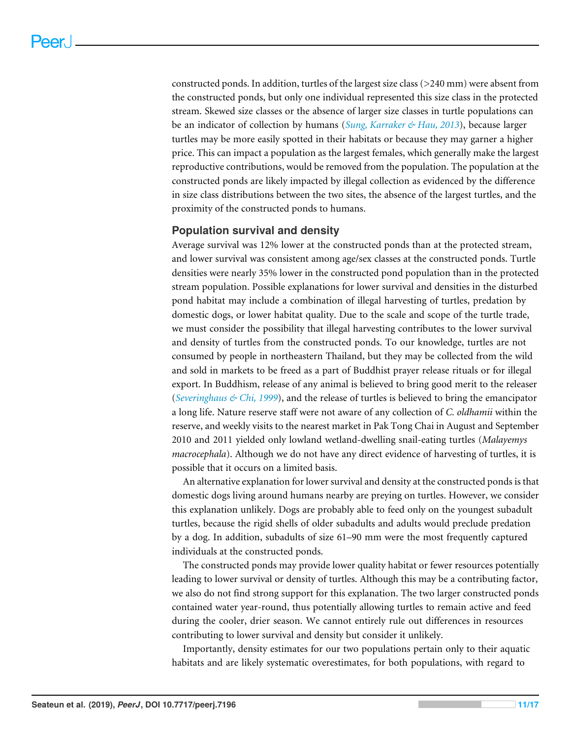constructed ponds. In addition, turtles of the largest size class (>240 mm) were absent from the constructed ponds, but only one individual represented this size class in the protected stream. Skewed size classes or the absence of larger size classes in turtle populations can be an indicator of collection by humans (*Sung, Karraker & Hau, 2013*), because larger turtles may be more easily spotted in their habitats or because they may garner a higher price. This can impact a population as the largest females, which generally make the largest reproductive contributions, would be removed from the population. The population at the constructed ponds are likely impacted by illegal collection as evidenced by the difference in size class distributions between the two sites, the absence of the largest turtles, and the proximity of the constructed ponds to humans.

## Population survival and density

Average survival was 12% lower at the constructed ponds than at the protected stream, and lower survival was consistent among age/sex classes at the constructed ponds. Turtle densities were nearly 35% lower in the constructed pond population than in the protected stream population. Possible explanations for lower survival and densities in the disturbed pond habitat may include a combination of illegal harvesting of turtles, predation by domestic dogs, or lower habitat quality. Due to the scale and scope of the turtle trade, we must consider the possibility that illegal harvesting contributes to the lower survival and density of turtles from the constructed ponds. To our knowledge, turtles are not consumed by people in northeastern Thailand, but they may be collected from the wild and sold in markets to be freed as a part of Buddhist prayer release rituals or for illegal export. In Buddhism, release of any animal is believed to bring good merit to the releaser (*Severinghaus & Chi, 1999*), and the release of turtles is believed to bring the emancipator a long life. Nature reserve staff were not aware of any collection of *C. oldhamii* within the reserve, and weekly visits to the nearest market in Pak Tong Chai in August and September 2010 and 2011 yielded only lowland wetland-dwelling snail-eating turtles (*Malayemys macrocephala*). Although we do not have any direct evidence of harvesting of turtles, it is possible that it occurs on a limited basis.

An alternative explanation for lower survival and density at the constructed ponds is that domestic dogs living around humans nearby are preying on turtles. However, we consider this explanation unlikely. Dogs are probably able to feed only on the youngest subadult turtles, because the rigid shells of older subadults and adults would preclude predation by a dog. In addition, subadults of size 61–90 mm were the most frequently captured individuals at the constructed ponds.

The constructed ponds may provide lower quality habitat or fewer resources potentially leading to lower survival or density of turtles. Although this may be a contributing factor, we also do not find strong support for this explanation. The two larger constructed ponds contained water year-round, thus potentially allowing turtles to remain active and feed during the cooler, drier season. We cannot entirely rule out differences in resources contributing to lower survival and density but consider it unlikely.

Importantly, density estimates for our two populations pertain only to their aquatic habitats and are likely systematic overestimates, for both populations, with regard to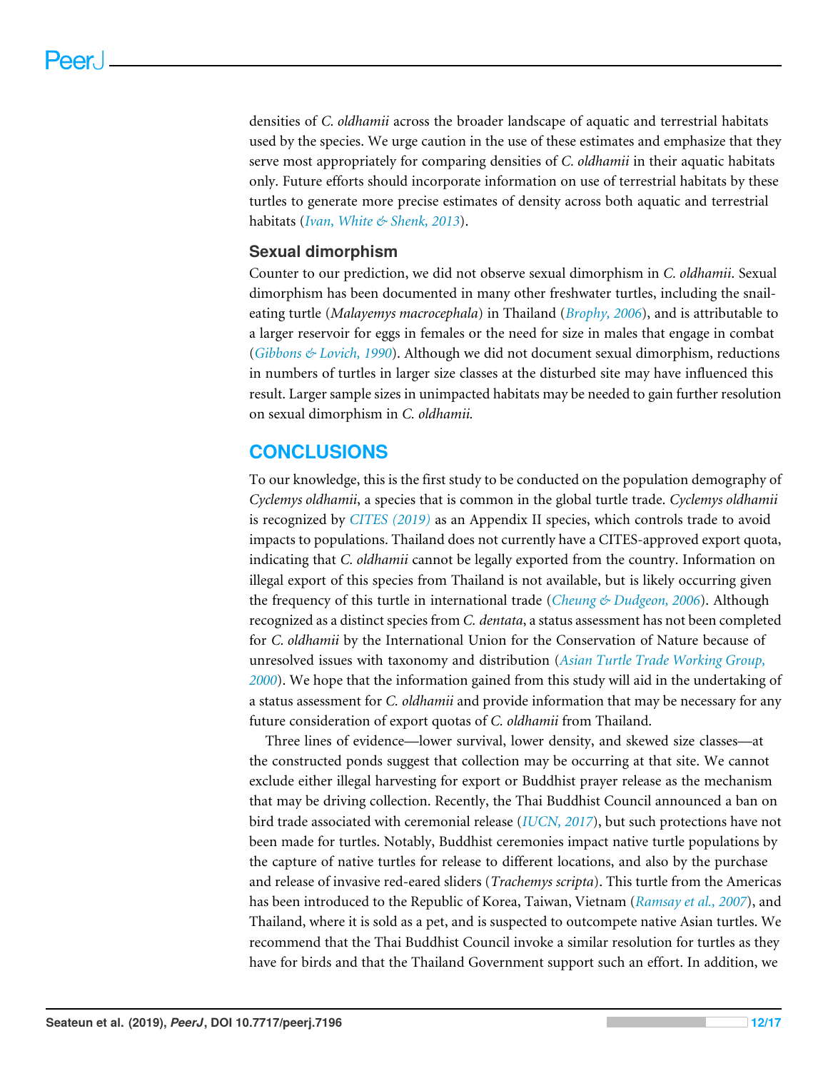densities of *C. oldhamii* across the broader landscape of aquatic and terrestrial habitats used by the species. We urge caution in the use of these estimates and emphasize that they serve most appropriately for comparing densities of *C. oldhamii* in their aquatic habitats only. Future efforts should incorporate information on use of terrestrial habitats by these turtles to generate more precise estimates of density across both aquatic and terrestrial habitats (Ivan, White & Shenk, 2013).

### Sexual dimorphism

Counter to our prediction, we did not observe sexual dimorphism in *C. oldhamii*. Sexual dimorphism has been documented in many other freshwater turtles, including the snail-eating turtle (*Malayemys macrocephala*) in Thailand (Brophy, 2006), and is attributable to a larger reservoir for eggs in females or the need for size in males that engage in combat (Gibbons & Lovich, 1990). Although we did not document sexual dimorphism, reductions in numbers of turtles in larger size classes at the disturbed site may have influenced this result. Larger sample sizes in unimpacted habitats may be needed to gain further resolution on sexual dimorphism in *C. oldhamii.*

## CONCLUSIONS

To our knowledge, this is the first study to be conducted on the population demography of *Cyclemys oldhamii*, a species that is common in the global turtle trade. *Cyclemys oldhamii* is recognized by CITES (2019) as an Appendix II species, which controls trade to avoid impacts to populations. Thailand does not currently have a CITES-approved export quota, indicating that *C. oldhamii* cannot be legally exported from the country. Information on illegal export of this species from Thailand is not available, but is likely occurring given the frequency of this turtle in international trade (Cheung & Dudgeon, 2006). Although recognized as a distinct species from *C. dentata*, a status assessment has not been completed for *C. oldhamii* by the International Union for the Conservation of Nature because of unresolved issues with taxonomy and distribution (Asian Turtle Trade Working Group, 2000). We hope that the information gained from this study will aid in the undertaking of a status assessment for *C. oldhamii* and provide information that may be necessary for any future consideration of export quotas of *C. oldhamii* from Thailand.

Three lines of evidence—lower survival, lower density, and skewed size classes—at the constructed ponds suggest that collection may be occurring at that site. We cannot exclude either illegal harvesting for export or Buddhist prayer release as the mechanism that may be driving collection. Recently, the Thai Buddhist Council announced a ban on bird trade associated with ceremonial release (IUCN, 2017), but such protections have not been made for turtles. Notably, Buddhist ceremonies impact native turtle populations by the capture of native turtles for release to different locations, and also by the purchase and release of invasive red-eared sliders (*Trachemys scripta*). This turtle from the Americas has been introduced to the Republic of Korea, Taiwan, Vietnam (Ramsay et al., 2007), and Thailand, where it is sold as a pet, and is suspected to outcompete native Asian turtles. We recommend that the Thai Buddhist Council invoke a similar resolution for turtles as they have for birds and that the Thailand Government support such an effort. In addition, we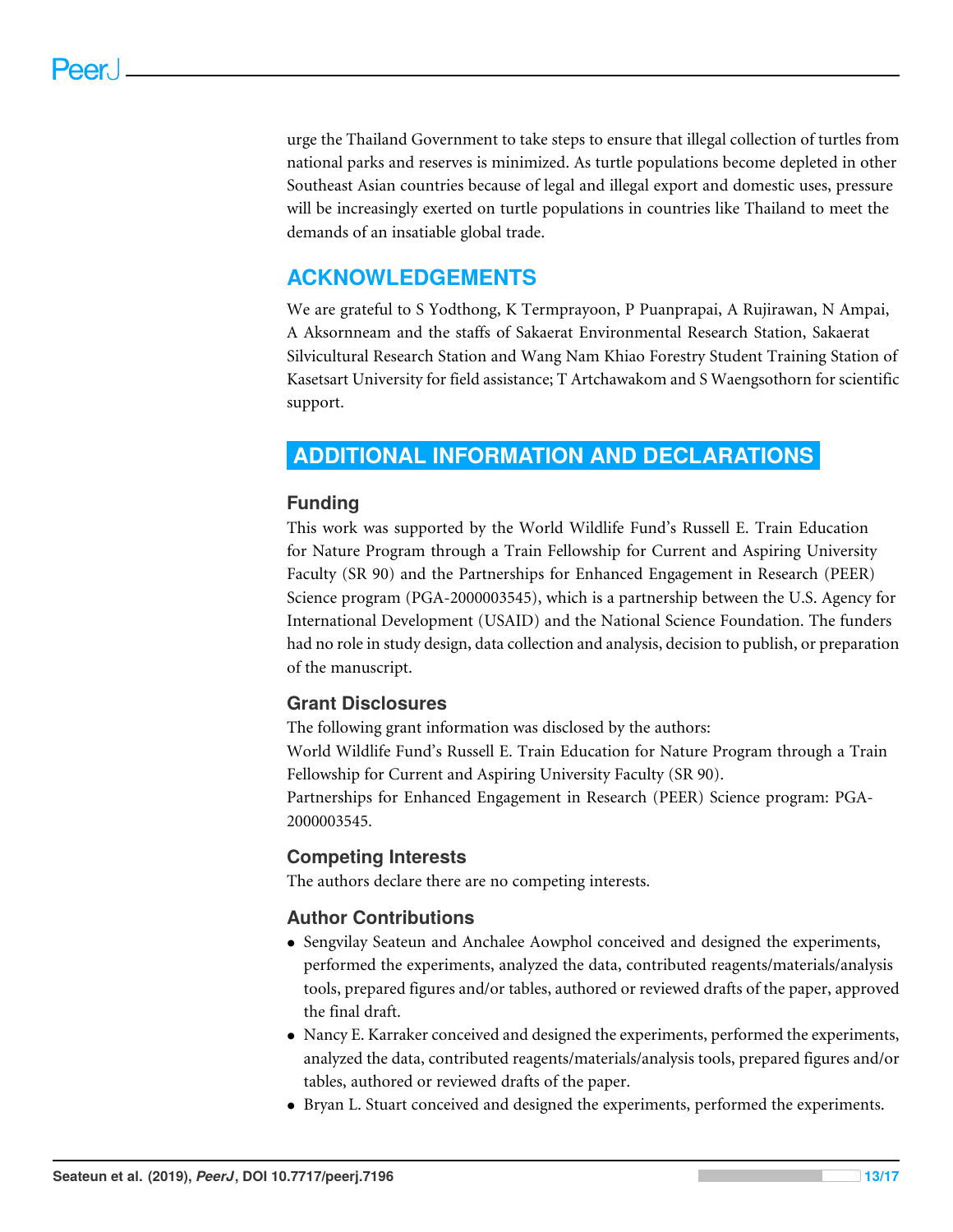urge the Thailand Government to take steps to ensure that illegal collection of turtles from national parks and reserves is minimized. As turtle populations become depleted in other Southeast Asian countries because of legal and illegal export and domestic uses, pressure will be increasingly exerted on turtle populations in countries like Thailand to meet the demands of an insatiable global trade.

## ACKNOWLEDGEMENTS

We are grateful to S Yodthong, K Termprayoon, P Puanprapai, A Rujirawan, N Ampai, A Aksornneam and the staffs of Sakaerat Environmental Research Station, Sakaerat Silvicultural Research Station and Wang Nam Khiao Forestry Student Training Station of Kasetsart University for field assistance; T Artchawakom and S Waengsothorn for scientific support.

## ADDITIONAL INFORMATION AND DECLARATIONS

### Funding

This work was supported by the World Wildlife Fund's Russell E. Train Education for Nature Program through a Train Fellowship for Current and Aspiring University Faculty (SR 90) and the Partnerships for Enhanced Engagement in Research (PEER) Science program (PGA-2000003545), which is a partnership between the U.S. Agency for International Development (USAID) and the National Science Foundation. The funders had no role in study design, data collection and analysis, decision to publish, or preparation of the manuscript.

### Grant Disclosures

The following grant information was disclosed by the authors:
World Wildlife Fund's Russell E. Train Education for Nature Program through a Train Fellowship for Current and Aspiring University Faculty (SR 90).
Partnerships for Enhanced Engagement in Research (PEER) Science program: PGA-2000003545.

### Competing Interests

The authors declare there are no competing interests.

### Author Contributions

- Sengvilay Seateun and Anchalee Aowphol conceived and designed the experiments, performed the experiments, analyzed the data, contributed reagents/materials/analysis tools, prepared figures and/or tables, authored or reviewed drafts of the paper, approved the final draft.
- Nancy E. Karraker conceived and designed the experiments, performed the experiments, analyzed the data, contributed reagents/materials/analysis tools, prepared figures and/or tables, authored or reviewed drafts of the paper.
- Bryan L. Stuart conceived and designed the experiments, performed the experiments.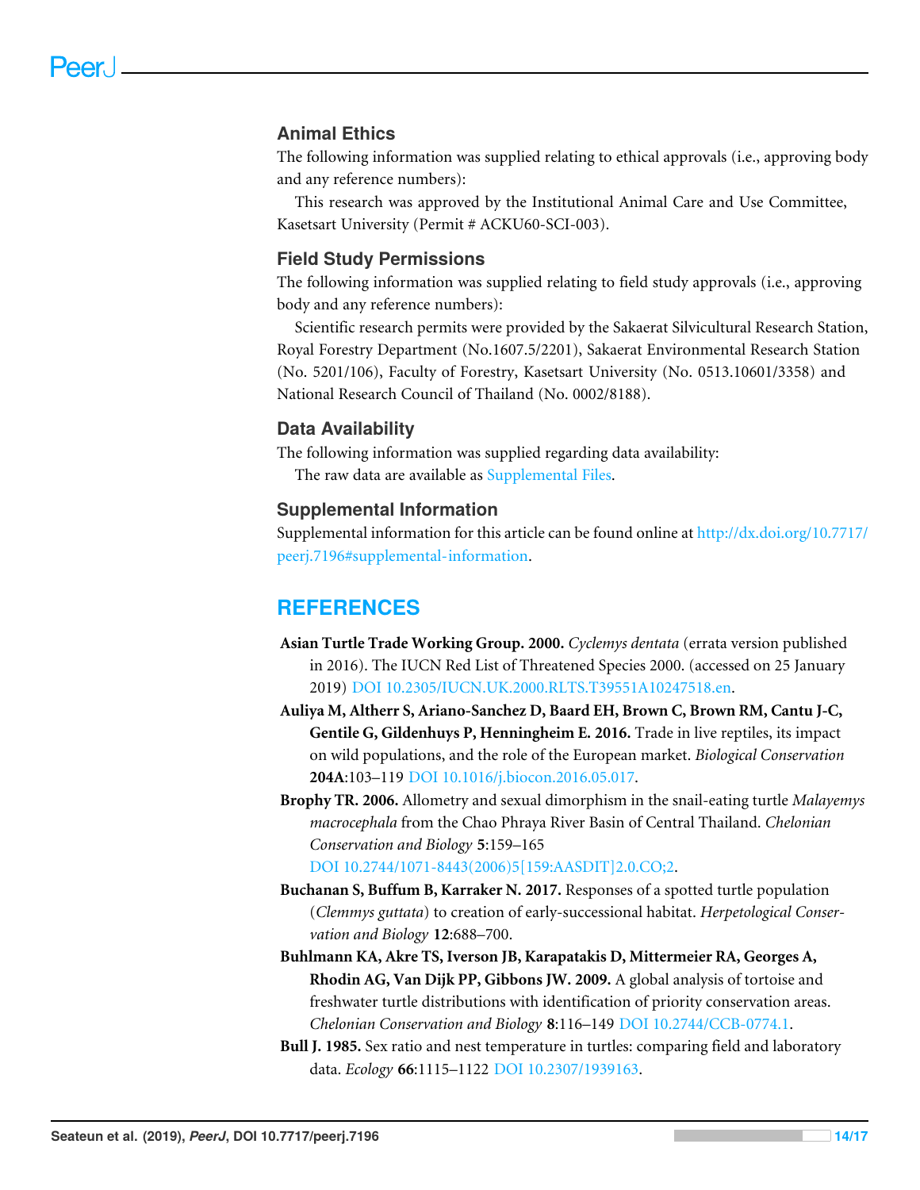## Animal Ethics

The following information was supplied relating to ethical approvals (i.e., approving body and any reference numbers):

This research was approved by the Institutional Animal Care and Use Committee, Kasetsart University (Permit # ACKU60-SCI-003).

## Field Study Permissions

The following information was supplied relating to field study approvals (i.e., approving body and any reference numbers):

Scientific research permits were provided by the Sakaerat Silvicultural Research Station, Royal Forestry Department (No.1607.5/2201), Sakaerat Environmental Research Station (No. 5201/106), Faculty of Forestry, Kasetsart University (No. 0513.10601/3358) and National Research Council of Thailand (No. 0002/8188).

## Data Availability

The following information was supplied regarding data availability:

The raw data are available as Supplemental Files.

## Supplemental Information

Supplemental information for this article can be found online at http://dx.doi.org/10.7717/peerj.7196#supplemental-information.

# REFERENCES

**Asian Turtle Trade Working Group. 2000.** *Cyclemys dentata* (errata version published in 2016). The IUCN Red List of Threatened Species 2000. (accessed on 25 January 2019) DOI 10.2305/IUCN.UK.2000.RLTS.T39551A10247518.en.

**Auliya M, Altherr S, Ariano-Sanchez D, Baard EH, Brown C, Brown RM, Cantu J-C, Gentile G, Gildenhuys P, Henningheim E. 2016.** Trade in live reptiles, its impact on wild populations, and the role of the European market. *Biological Conservation* **204A**:103–119 DOI 10.1016/j.biocon.2016.05.017.

**Brophy TR. 2006.** Allometry and sexual dimorphism in the snail-eating turtle *Malayemys macrocephala* from the Chao Phraya River Basin of Central Thailand. *Chelonian Conservation and Biology* **5**:159–165 DOI 10.2744/1071-8443(2006)5[159:AASDIT]2.0.CO;2.

**Buchanan S, Buffum B, Karraker N. 2017.** Responses of a spotted turtle population (*Clemmys guttata*) to creation of early-successional habitat. *Herpetological Conservation and Biology* **12**:688–700.

**Buhlmann KA, Akre TS, Iverson JB, Karapatakis D, Mittermeier RA, Georges A, Rhodin AG, Van Dijk PP, Gibbons JW. 2009.** A global analysis of tortoise and freshwater turtle distributions with identification of priority conservation areas. *Chelonian Conservation and Biology* **8**:116–149 DOI 10.2744/CCB-0774.1.

**Bull J. 1985.** Sex ratio and nest temperature in turtles: comparing field and laboratory data. *Ecology* **66**:1115–1122 DOI 10.2307/1939163.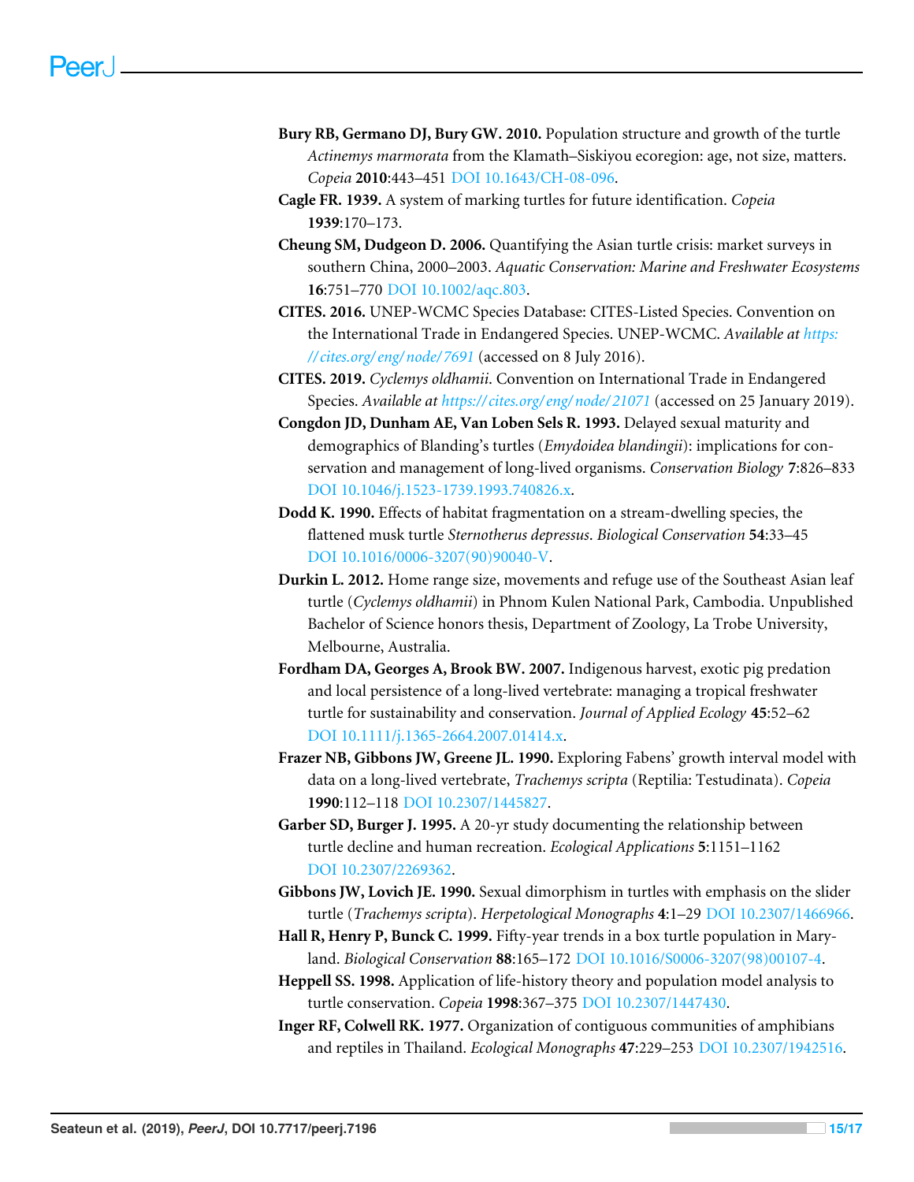**Bury RB, Germano DJ, Bury GW. 2010.** Population structure and growth of the turtle *Actinemys marmorata* from the Klamath–Siskiyou ecoregion: age, not size, matters. *Copeia* **2010**:443–451 DOI 10.1643/CH-08-096.

**Cagle FR. 1939.** A system of marking turtles for future identification. *Copeia* **1939**:170–173.

**Cheung SM, Dudgeon D. 2006.** Quantifying the Asian turtle crisis: market surveys in southern China, 2000–2003. *Aquatic Conservation: Marine and Freshwater Ecosystems* **16**:751–770 DOI 10.1002/aqc.803.

**CITES. 2016.** UNEP-WCMC Species Database: CITES-Listed Species. Convention on the International Trade in Endangered Species. UNEP-WCMC. *Available at https://cites.org/eng/node/7691* (accessed on 8 July 2016).

**CITES. 2019.** *Cyclemys oldhamii*. Convention on International Trade in Endangered Species. *Available at https://cites.org/eng/node/21071* (accessed on 25 January 2019).

**Congdon JD, Dunham AE, Van Loben Sels R. 1993.** Delayed sexual maturity and demographics of Blanding's turtles (*Emydoidea blandingii*): implications for conservation and management of long-lived organisms. *Conservation Biology* **7**:826–833 DOI 10.1046/j.1523-1739.1993.740826.x.

**Dodd K. 1990.** Effects of habitat fragmentation on a stream-dwelling species, the flattened musk turtle *Sternotherus depressus*. *Biological Conservation* **54**:33–45 DOI 10.1016/0006-3207(90)90040-V.

**Durkin L. 2012.** Home range size, movements and refuge use of the Southeast Asian leaf turtle (*Cyclemys oldhamii*) in Phnom Kulen National Park, Cambodia. Unpublished Bachelor of Science honors thesis, Department of Zoology, La Trobe University, Melbourne, Australia.

**Fordham DA, Georges A, Brook BW. 2007.** Indigenous harvest, exotic pig predation and local persistence of a long-lived vertebrate: managing a tropical freshwater turtle for sustainability and conservation. *Journal of Applied Ecology* **45**:52–62 DOI 10.1111/j.1365-2664.2007.01414.x.

**Frazer NB, Gibbons JW, Greene JL. 1990.** Exploring Fabens' growth interval model with data on a long-lived vertebrate, *Trachemys scripta* (Reptilia: Testudinata). *Copeia* **1990**:112–118 DOI 10.2307/1445827.

**Garber SD, Burger J. 1995.** A 20-yr study documenting the relationship between turtle decline and human recreation. *Ecological Applications* **5**:1151–1162 DOI 10.2307/2269362.

**Gibbons JW, Lovich JE. 1990.** Sexual dimorphism in turtles with emphasis on the slider turtle (*Trachemys scripta*). *Herpetological Monographs* **4**:1–29 DOI 10.2307/1466966.

**Hall R, Henry P, Bunck C. 1999.** Fifty-year trends in a box turtle population in Maryland. *Biological Conservation* **88**:165–172 DOI 10.1016/S0006-3207(98)00107-4.

**Heppell SS. 1998.** Application of life-history theory and population model analysis to turtle conservation. *Copeia* **1998**:367–375 DOI 10.2307/1447430.

**Inger RF, Colwell RK. 1977.** Organization of contiguous communities of amphibians and reptiles in Thailand. *Ecological Monographs* **47**:229–253 DOI 10.2307/1942516.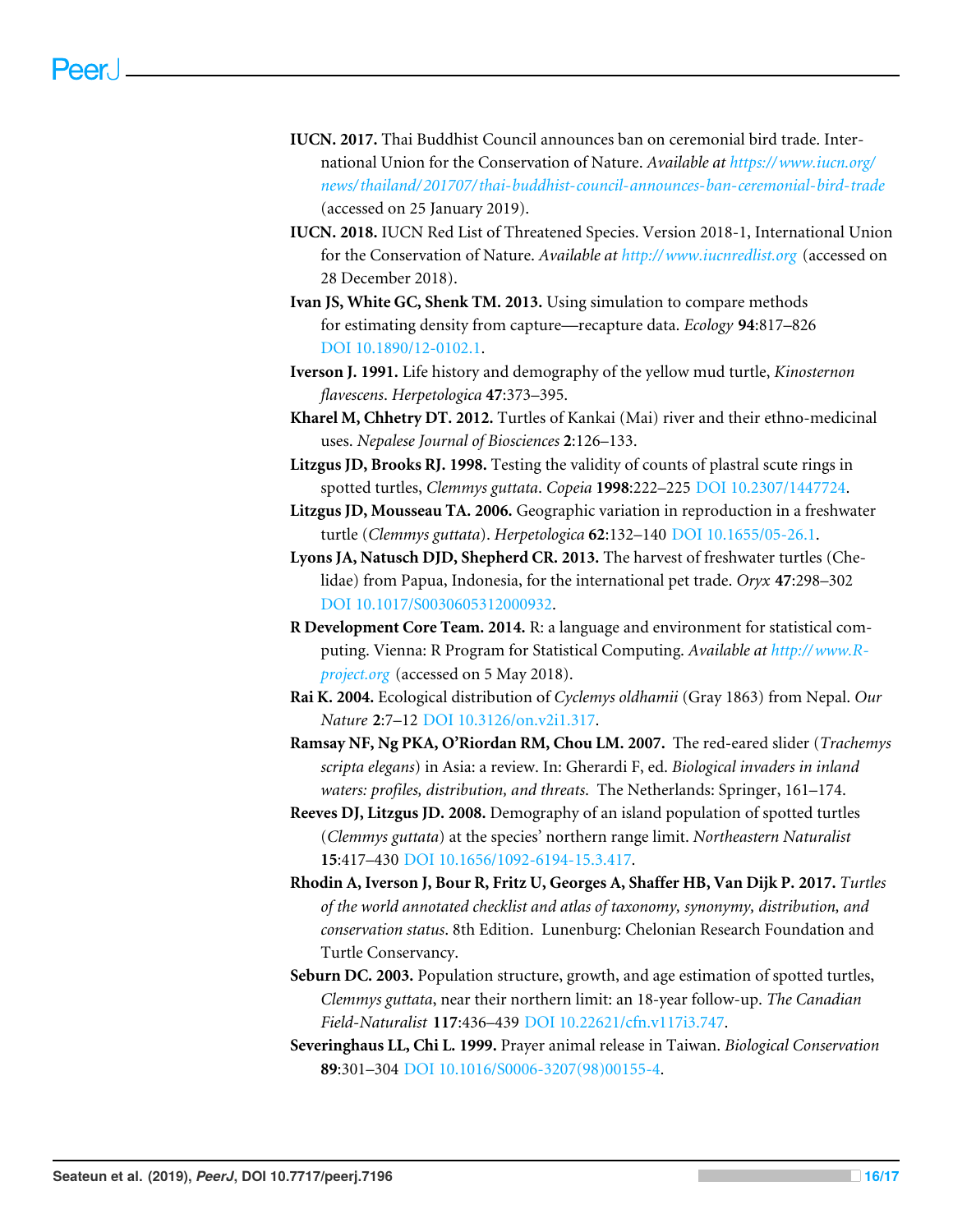**IUCN. 2017.** Thai Buddhist Council announces ban on ceremonial bird trade. International Union for the Conservation of Nature. *Available at https://www.iucn.org/news/thailand/201707/thai-buddhist-council-announces-ban-ceremonial-bird-trade* (accessed on 25 January 2019).

**IUCN. 2018.** IUCN Red List of Threatened Species. Version 2018-1, International Union for the Conservation of Nature. *Available at http://www.iucnredlist.org* (accessed on 28 December 2018).

**Ivan JS, White GC, Shenk TM. 2013.** Using simulation to compare methods for estimating density from capture—recapture data. *Ecology* **94**:817–826 DOI 10.1890/12-0102.1.

**Iverson J. 1991.** Life history and demography of the yellow mud turtle, *Kinosternon flavescens*. *Herpetologica* **47**:373–395.

**Kharel M, Chhetry DT. 2012.** Turtles of Kankai (Mai) river and their ethno-medicinal uses. *Nepalese Journal of Biosciences* **2**:126–133.

**Litzgus JD, Brooks RJ. 1998.** Testing the validity of counts of plastral scute rings in spotted turtles, *Clemmys guttata*. *Copeia* **1998**:222–225 DOI 10.2307/1447724.

**Litzgus JD, Mousseau TA. 2006.** Geographic variation in reproduction in a freshwater turtle (*Clemmys guttata*). *Herpetologica* **62**:132–140 DOI 10.1655/05-26.1.

**Lyons JA, Natusch DJD, Shepherd CR. 2013.** The harvest of freshwater turtles (Chelidae) from Papua, Indonesia, for the international pet trade. *Oryx* **47**:298–302 DOI 10.1017/S0030605312000932.

**R Development Core Team. 2014.** R: a language and environment for statistical computing. Vienna: R Program for Statistical Computing. *Available at http://www.R-project.org* (accessed on 5 May 2018).

**Rai K. 2004.** Ecological distribution of *Cyclemys oldhamii* (Gray 1863) from Nepal. *Our Nature* **2**:7–12 DOI 10.3126/on.v2i1.317.

**Ramsay NF, Ng PKA, O'Riordan RM, Chou LM. 2007.** The red-eared slider (*Trachemys scripta elegans*) in Asia: a review. In: Gherardi F, ed. *Biological invaders in inland waters: profiles, distribution, and threats.* The Netherlands: Springer, 161–174.

**Reeves DJ, Litzgus JD. 2008.** Demography of an island population of spotted turtles (*Clemmys guttata*) at the species' northern range limit. *Northeastern Naturalist* **15**:417–430 DOI 10.1656/1092-6194-15.3.417.

**Rhodin A, Iverson J, Bour R, Fritz U, Georges A, Shaffer HB, Van Dijk P. 2017.** *Turtles of the world annotated checklist and atlas of taxonomy, synonymy, distribution, and conservation status*. 8th Edition. Lunenburg: Chelonian Research Foundation and Turtle Conservancy.

**Seburn DC. 2003.** Population structure, growth, and age estimation of spotted turtles, *Clemmys guttata*, near their northern limit: an 18-year follow-up. *The Canadian Field-Naturalist* **117**:436–439 DOI 10.22621/cfn.v117i3.747.

**Severinghaus LL, Chi L. 1999.** Prayer animal release in Taiwan. *Biological Conservation* **89**:301–304 DOI 10.1016/S0006-3207(98)00155-4.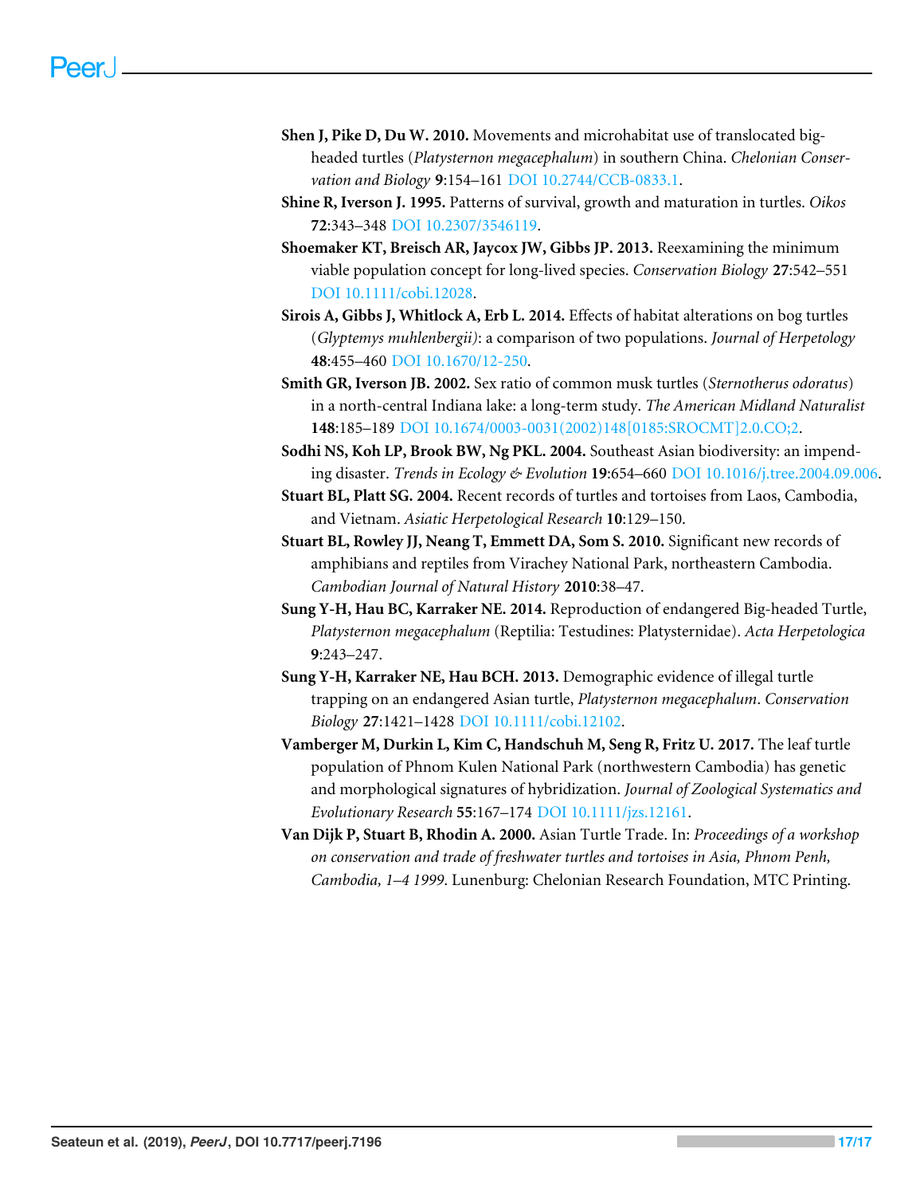**Shen J, Pike D, Du W. 2010.** Movements and microhabitat use of translocated big-headed turtles (*Platysternon megacephalum*) in southern China. *Chelonian Conservation and Biology* **9**:154–161 DOI 10.2744/CCB-0833.1.

**Shine R, Iverson J. 1995.** Patterns of survival, growth and maturation in turtles. *Oikos* **72**:343–348 DOI 10.2307/3546119.

**Shoemaker KT, Breisch AR, Jaycox JW, Gibbs JP. 2013.** Reexamining the minimum viable population concept for long-lived species. *Conservation Biology* **27**:542–551 DOI 10.1111/cobi.12028.

**Sirois A, Gibbs J, Whitlock A, Erb L. 2014.** Effects of habitat alterations on bog turtles (*Glyptemys muhlenbergii*): a comparison of two populations. *Journal of Herpetology* **48**:455–460 DOI 10.1670/12-250.

**Smith GR, Iverson JB. 2002.** Sex ratio of common musk turtles (*Sternotherus odoratus*) in a north-central Indiana lake: a long-term study. *The American Midland Naturalist* **148**:185–189 DOI 10.1674/0003-0031(2002)148[0185:SROCMT]2.0.CO;2.

**Sodhi NS, Koh LP, Brook BW, Ng PKL. 2004.** Southeast Asian biodiversity: an impending disaster. *Trends in Ecology & Evolution* **19**:654–660 DOI 10.1016/j.tree.2004.09.006.

**Stuart BL, Platt SG. 2004.** Recent records of turtles and tortoises from Laos, Cambodia, and Vietnam. *Asiatic Herpetological Research* **10**:129–150.

**Stuart BL, Rowley JJ, Neang T, Emmett DA, Som S. 2010.** Significant new records of amphibians and reptiles from Virachey National Park, northeastern Cambodia. *Cambodian Journal of Natural History* **2010**:38–47.

**Sung Y-H, Hau BC, Karraker NE. 2014.** Reproduction of endangered Big-headed Turtle, *Platysternon megacephalum* (Reptilia: Testudines: Platysternidae). *Acta Herpetologica* **9**:243–247.

**Sung Y-H, Karraker NE, Hau BCH. 2013.** Demographic evidence of illegal turtle trapping on an endangered Asian turtle, *Platysternon megacephalum*. *Conservation Biology* **27**:1421–1428 DOI 10.1111/cobi.12102.

**Vamberger M, Durkin L, Kim C, Handschuh M, Seng R, Fritz U. 2017.** The leaf turtle population of Phnom Kulen National Park (northwestern Cambodia) has genetic and morphological signatures of hybridization. *Journal of Zoological Systematics and Evolutionary Research* **55**:167–174 DOI 10.1111/jzs.12161.

**Van Dijk P, Stuart B, Rhodin A. 2000.** Asian Turtle Trade. In: *Proceedings of a workshop on conservation and trade of freshwater turtles and tortoises in Asia, Phnom Penh, Cambodia, 1–4 1999*. Lunenburg: Chelonian Research Foundation, MTC Printing.